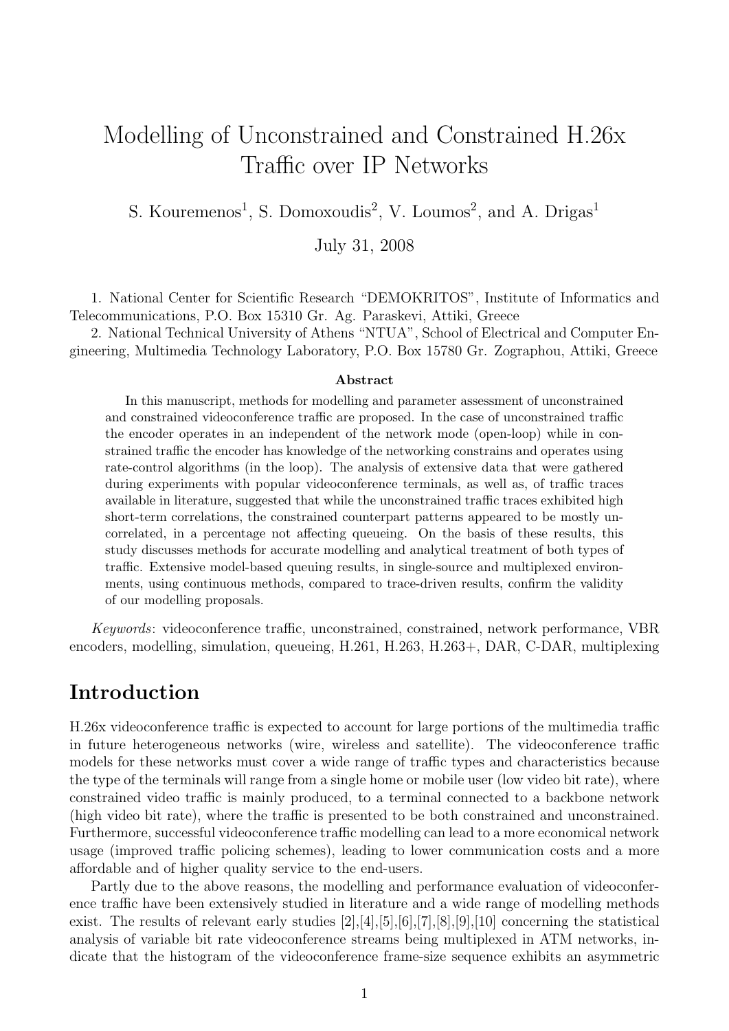# Modelling of Unconstrained and Constrained H.26x Traffic over IP Networks

S. Kouremenos[1], S. Domoxoudis[2], V. Loumos[2], and A. Drigas[1]

July 31, 2008

1. National Center for Scientific Research "DEMOKRITOS", Institute of Informatics and Telecommunications, P.O. Box 15310 Gr. Ag. Paraskevi, Attiki, Greece
2. National Technical University of Athens "NTUA", School of Electrical and Computer Engineering, Multimedia Technology Laboratory, P.O. Box 15780 Gr. Zographou, Attiki, Greece

**Abstract**

In this manuscript, methods for modelling and parameter assessment of unconstrained and constrained videoconference traffic are proposed. In the case of unconstrained traffic the encoder operates in an independent of the network mode (open-loop) while in constrained traffic the encoder has knowledge of the networking constrains and operates using rate-control algorithms (in the loop). The analysis of extensive data that were gathered during experiments with popular videoconference terminals, as well as, of traffic traces available in literature, suggested that while the unconstrained traffic traces exhibited high short-term correlations, the constrained counterpart patterns appeared to be mostly uncorrelated, in a percentage not affecting queueing. On the basis of these results, this study discusses methods for accurate modelling and analytical treatment of both types of traffic. Extensive model-based queuing results, in single-source and multiplexed environments, using continuous methods, compared to trace-driven results, confirm the validity of our modelling proposals.

*Keywords*: videoconference traffic, unconstrained, constrained, network performance, VBR encoders, modelling, simulation, queueing, H.261, H.263, H.263+, DAR, C-DAR, multiplexing

## Introduction

H.26x videoconference traffic is expected to account for large portions of the multimedia traffic in future heterogeneous networks (wire, wireless and satellite). The videoconference traffic models for these networks must cover a wide range of traffic types and characteristics because the type of the terminals will range from a single home or mobile user (low video bit rate), where constrained video traffic is mainly produced, to a terminal connected to a backbone network (high video bit rate), where the traffic is presented to be both constrained and unconstrained. Furthermore, successful videoconference traffic modelling can lead to a more economical network usage (improved traffic policing schemes), leading to lower communication costs and a more affordable and of higher quality service to the end-users.

Partly due to the above reasons, the modelling and performance evaluation of videoconference traffic have been extensively studied in literature and a wide range of modelling methods exist. The results of relevant early studies [2],[4],[5],[6],[7],[8],[9],[10] concerning the statistical analysis of variable bit rate videoconference streams being multiplexed in ATM networks, indicate that the histogram of the videoconference frame-size sequence exhibits an asymmetric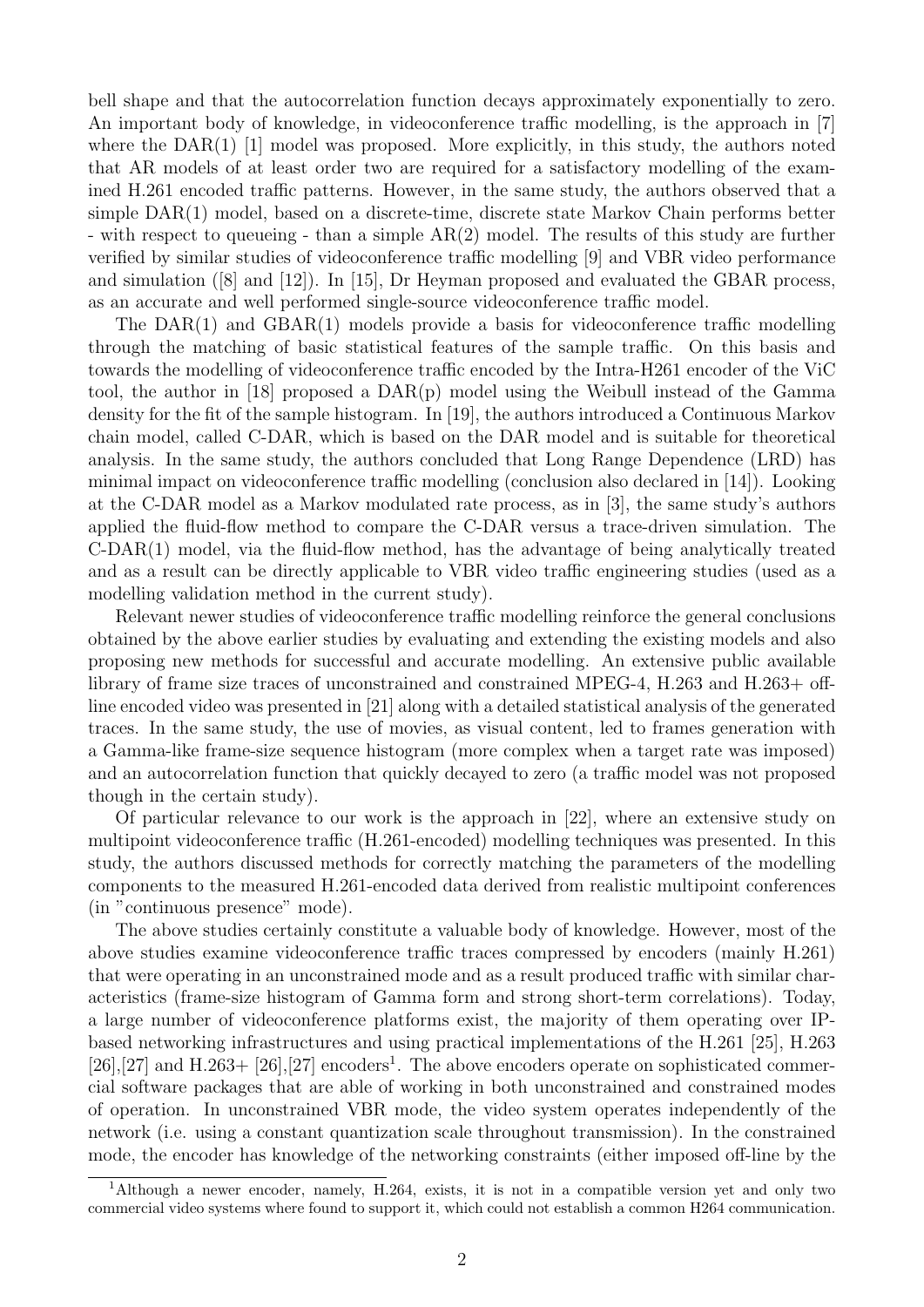bell shape and that the autocorrelation function decays approximately exponentially to zero. An important body of knowledge, in videoconference traffic modelling, is the approach in [7] where the DAR(1) [1] model was proposed. More explicitly, in this study, the authors noted that AR models of at least order two are required for a satisfactory modelling of the examined H.261 encoded traffic patterns. However, in the same study, the authors observed that a simple DAR(1) model, based on a discrete-time, discrete state Markov Chain performs better - with respect to queueing - than a simple AR(2) model. The results of this study are further verified by similar studies of videoconference traffic modelling [9] and VBR video performance and simulation ([8] and [12]). In [15], Dr Heyman proposed and evaluated the GBAR process, as an accurate and well performed single-source videoconference traffic model.

The DAR(1) and GBAR(1) models provide a basis for videoconference traffic modelling through the matching of basic statistical features of the sample traffic. On this basis and towards the modelling of videoconference traffic encoded by the Intra-H261 encoder of the ViC tool, the author in [18] proposed a DAR(p) model using the Weibull instead of the Gamma density for the fit of the sample histogram. In [19], the authors introduced a Continuous Markov chain model, called C-DAR, which is based on the DAR model and is suitable for theoretical analysis. In the same study, the authors concluded that Long Range Dependence (LRD) has minimal impact on videoconference traffic modelling (conclusion also declared in [14]). Looking at the C-DAR model as a Markov modulated rate process, as in [3], the same study's authors applied the fluid-flow method to compare the C-DAR versus a trace-driven simulation. The C-DAR(1) model, via the fluid-flow method, has the advantage of being analytically treated and as a result can be directly applicable to VBR video traffic engineering studies (used as a modelling validation method in the current study).

Relevant newer studies of videoconference traffic modelling reinforce the general conclusions obtained by the above earlier studies by evaluating and extending the existing models and also proposing new methods for successful and accurate modelling. An extensive public available library of frame size traces of unconstrained and constrained MPEG-4, H.263 and H.263+ off-line encoded video was presented in [21] along with a detailed statistical analysis of the generated traces. In the same study, the use of movies, as visual content, led to frames generation with a Gamma-like frame-size sequence histogram (more complex when a target rate was imposed) and an autocorrelation function that quickly decayed to zero (a traffic model was not proposed though in the certain study).

Of particular relevance to our work is the approach in [22], where an extensive study on multipoint videoconference traffic (H.261-encoded) modelling techniques was presented. In this study, the authors discussed methods for correctly matching the parameters of the modelling components to the measured H.261-encoded data derived from realistic multipoint conferences (in "continuous presence" mode).

The above studies certainly constitute a valuable body of knowledge. However, most of the above studies examine videoconference traffic traces compressed by encoders (mainly H.261) that were operating in an unconstrained mode and as a result produced traffic with similar characteristics (frame-size histogram of Gamma form and strong short-term correlations). Today, a large number of videoconference platforms exist, the majority of them operating over IP-based networking infrastructures and using practical implementations of the H.261 [25], H.263 [26],[27] and H.263+ [26],[27] encoders[1]. The above encoders operate on sophisticated commercial software packages that are able of working in both unconstrained and constrained modes of operation. In unconstrained VBR mode, the video system operates independently of the network (i.e. using a constant quantization scale throughout transmission). In the constrained mode, the encoder has knowledge of the networking constraints (either imposed off-line by the

[1] Although a newer encoder, namely, H.264, exists, it is not in a compatible version yet and only two commercial video systems where found to support it, which could not establish a common H264 communication.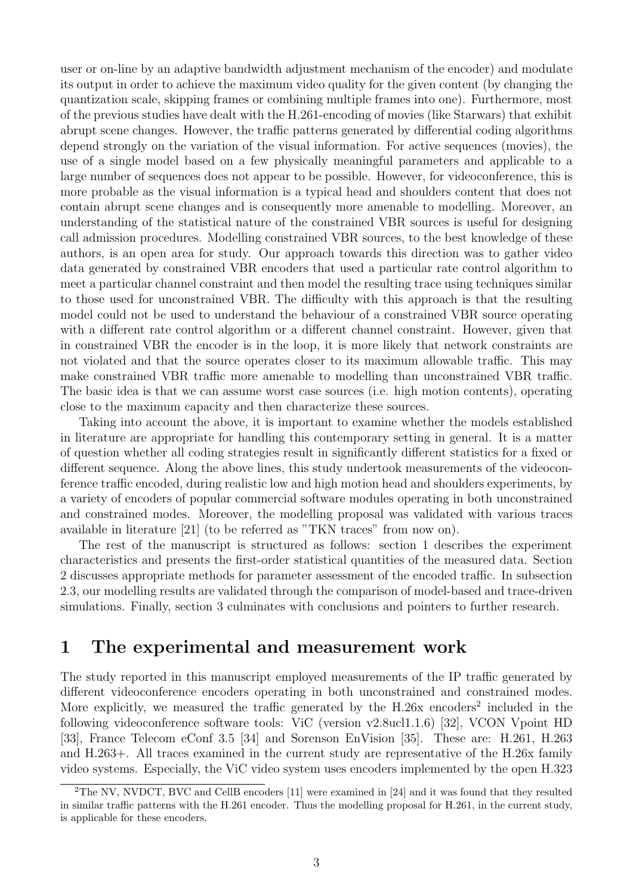user or on-line by an adaptive bandwidth adjustment mechanism of the encoder) and modulate its output in order to achieve the maximum video quality for the given content (by changing the quantization scale, skipping frames or combining multiple frames into one). Furthermore, most of the previous studies have dealt with the H.261-encoding of movies (like Starwars) that exhibit abrupt scene changes. However, the traffic patterns generated by differential coding algorithms depend strongly on the variation of the visual information. For active sequences (movies), the use of a single model based on a few physically meaningful parameters and applicable to a large number of sequences does not appear to be possible. However, for videoconference, this is more probable as the visual information is a typical head and shoulders content that does not contain abrupt scene changes and is consequently more amenable to modelling. Moreover, an understanding of the statistical nature of the constrained VBR sources is useful for designing call admission procedures. Modelling constrained VBR sources, to the best knowledge of these authors, is an open area for study. Our approach towards this direction was to gather video data generated by constrained VBR encoders that used a particular rate control algorithm to meet a particular channel constraint and then model the resulting trace using techniques similar to those used for unconstrained VBR. The difficulty with this approach is that the resulting model could not be used to understand the behaviour of a constrained VBR source operating with a different rate control algorithm or a different channel constraint. However, given that in constrained VBR the encoder is in the loop, it is more likely that network constraints are not violated and that the source operates closer to its maximum allowable traffic. This may make constrained VBR traffic more amenable to modelling than unconstrained VBR traffic. The basic idea is that we can assume worst case sources (i.e. high motion contents), operating close to the maximum capacity and then characterize these sources.

Taking into account the above, it is important to examine whether the models established in literature are appropriate for handling this contemporary setting in general. It is a matter of question whether all coding strategies result in significantly different statistics for a fixed or different sequence. Along the above lines, this study undertook measurements of the videoconference traffic encoded, during realistic low and high motion head and shoulders experiments, by a variety of encoders of popular commercial software modules operating in both unconstrained and constrained modes. Moreover, the modelling proposal was validated with various traces available in literature [21] (to be referred as "TKN traces" from now on).

The rest of the manuscript is structured as follows: section 1 describes the experiment characteristics and presents the first-order statistical quantities of the measured data. Section 2 discusses appropriate methods for parameter assessment of the encoded traffic. In subsection 2.3, our modelling results are validated through the comparison of model-based and trace-driven simulations. Finally, section 3 culminates with conclusions and pointers to further research.

# 1 The experimental and measurement work

The study reported in this manuscript employed measurements of the IP traffic generated by different videoconference encoders operating in both unconstrained and constrained modes. More explicitly, we measured the traffic generated by the H.26x encoders[2] included in the following videoconference software tools: ViC (version v2.8ucl1.1.6) [32], VCON Vpoint HD [33], France Telecom eConf 3.5 [34] and Sorenson EnVision [35]. These are: H.261, H.263 and H.263+. All traces examined in the current study are representative of the H.26x family video systems. Especially, the ViC video system uses encoders implemented by the open H.323

[2] The NV, NVDCT, BVC and CellB encoders [11] were examined in [24] and it was found that they resulted in similar traffic patterns with the H.261 encoder. Thus the modelling proposal for H.261, in the current study, is applicable for these encoders.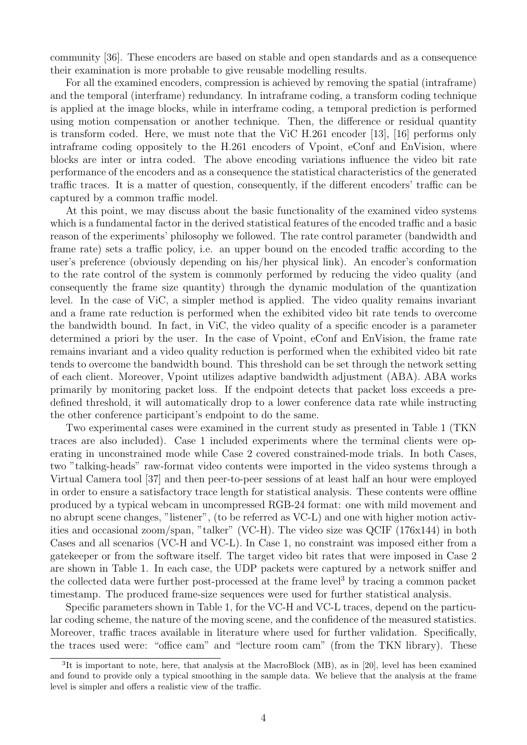community [36]. These encoders are based on stable and open standards and as a consequence their examination is more probable to give reusable modelling results.

For all the examined encoders, compression is achieved by removing the spatial (intraframe) and the temporal (interframe) redundancy. In intraframe coding, a transform coding technique is applied at the image blocks, while in interframe coding, a temporal prediction is performed using motion compensation or another technique. Then, the difference or residual quantity is transform coded. Here, we must note that the ViC H.261 encoder [13], [16] performs only intraframe coding oppositely to the H.261 encoders of Vpoint, eConf and EnVision, where blocks are inter or intra coded. The above encoding variations influence the video bit rate performance of the encoders and as a consequence the statistical characteristics of the generated traffic traces. It is a matter of question, consequently, if the different encoders' traffic can be captured by a common traffic model.

At this point, we may discuss about the basic functionality of the examined video systems which is a fundamental factor in the derived statistical features of the encoded traffic and a basic reason of the experiments' philosophy we followed. The rate control parameter (bandwidth and frame rate) sets a traffic policy, i.e. an upper bound on the encoded traffic according to the user's preference (obviously depending on his/her physical link). An encoder's conformation to the rate control of the system is commonly performed by reducing the video quality (and consequently the frame size quantity) through the dynamic modulation of the quantization level. In the case of ViC, a simpler method is applied. The video quality remains invariant and a frame rate reduction is performed when the exhibited video bit rate tends to overcome the bandwidth bound. In fact, in ViC, the video quality of a specific encoder is a parameter determined a priori by the user. In the case of Vpoint, eConf and EnVision, the frame rate remains invariant and a video quality reduction is performed when the exhibited video bit rate tends to overcome the bandwidth bound. This threshold can be set through the network setting of each client. Moreover, Vpoint utilizes adaptive bandwidth adjustment (ABA). ABA works primarily by monitoring packet loss. If the endpoint detects that packet loss exceeds a predefined threshold, it will automatically drop to a lower conference data rate while instructing the other conference participant's endpoint to do the same.

Two experimental cases were examined in the current study as presented in Table 1 (TKN traces are also included). Case 1 included experiments where the terminal clients were operating in unconstrained mode while Case 2 covered constrained-mode trials. In both Cases, two "talking-heads" raw-format video contents were imported in the video systems through a Virtual Camera tool [37] and then peer-to-peer sessions of at least half an hour were employed in order to ensure a satisfactory trace length for statistical analysis. These contents were offline produced by a typical webcam in uncompressed RGB-24 format: one with mild movement and no abrupt scene changes, "listener", (to be referred as VC-L) and one with higher motion activities and occasional zoom/span, "talker" (VC-H). The video size was QCIF (176x144) in both Cases and all scenarios (VC-H and VC-L). In Case 1, no constraint was imposed either from a gatekeeper or from the software itself. The target video bit rates that were imposed in Case 2 are shown in Table 1. In each case, the UDP packets were captured by a network sniffer and the collected data were further post-processed at the frame level[3] by tracing a common packet timestamp. The produced frame-size sequences were used for further statistical analysis.

Specific parameters shown in Table 1, for the VC-H and VC-L traces, depend on the particular coding scheme, the nature of the moving scene, and the confidence of the measured statistics. Moreover, traffic traces available in literature where used for further validation. Specifically, the traces used were: "office cam" and "lecture room cam" (from the TKN library). These

[3] It is important to note, here, that analysis at the MacroBlock (MB), as in [20], level has been examined and found to provide only a typical smoothing in the sample data. We believe that the analysis at the frame level is simpler and offers a realistic view of the traffic.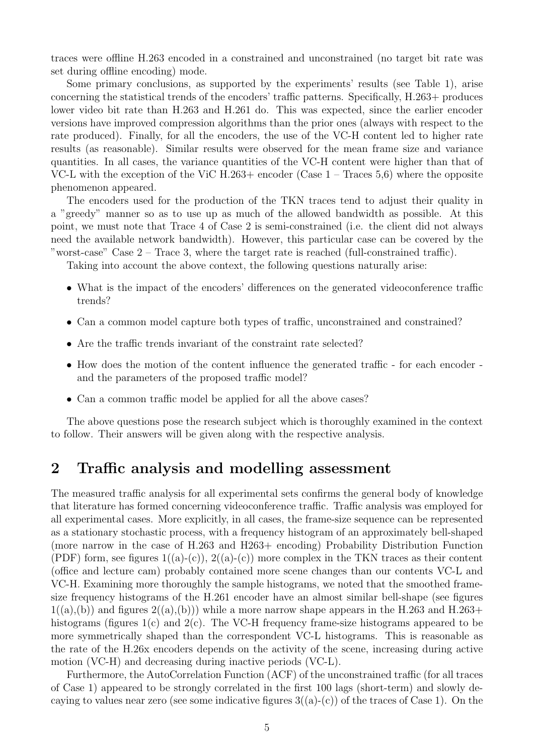traces were offline H.263 encoded in a constrained and unconstrained (no target bit rate was set during offline encoding) mode.

Some primary conclusions, as supported by the experiments' results (see Table 1), arise concerning the statistical trends of the encoders' traffic patterns. Specifically, H.263+ produces lower video bit rate than H.263 and H.261 do. This was expected, since the earlier encoder versions have improved compression algorithms than the prior ones (always with respect to the rate produced). Finally, for all the encoders, the use of the VC-H content led to higher rate results (as reasonable). Similar results were observed for the mean frame size and variance quantities. In all cases, the variance quantities of the VC-H content were higher than that of VC-L with the exception of the ViC H.263+ encoder (Case 1 – Traces 5,6) where the opposite phenomenon appeared.

The encoders used for the production of the TKN traces tend to adjust their quality in a "greedy" manner so as to use up as much of the allowed bandwidth as possible. At this point, we must note that Trace 4 of Case 2 is semi-constrained (i.e. the client did not always need the available network bandwidth). However, this particular case can be covered by the "worst-case" Case 2 – Trace 3, where the target rate is reached (full-constrained traffic).

Taking into account the above context, the following questions naturally arise:

- What is the impact of the encoders' differences on the generated videoconference traffic trends?
- Can a common model capture both types of traffic, unconstrained and constrained?
- Are the traffic trends invariant of the constraint rate selected?
- How does the motion of the content influence the generated traffic - for each encoder - and the parameters of the proposed traffic model?
- Can a common traffic model be applied for all the above cases?

The above questions pose the research subject which is thoroughly examined in the context to follow. Their answers will be given along with the respective analysis.

## 2 Traffic analysis and modelling assessment

The measured traffic analysis for all experimental sets confirms the general body of knowledge that literature has formed concerning videoconference traffic. Traffic analysis was employed for all experimental cases. More explicitly, in all cases, the frame-size sequence can be represented as a stationary stochastic process, with a frequency histogram of an approximately bell-shaped (more narrow in the case of H.263 and H263+ encoding) Probability Distribution Function (PDF) form, see figures 1((a)-(c)), 2((a)-(c)) more complex in the TKN traces as their content (office and lecture cam) probably contained more scene changes than our contents VC-L and VC-H. Examining more thoroughly the sample histograms, we noted that the smoothed frame-size frequency histograms of the H.261 encoder have an almost similar bell-shape (see figures 1((a),(b)) and figures 2((a),(b))) while a more narrow shape appears in the H.263 and H.263+ histograms (figures 1(c) and 2(c). The VC-H frequency frame-size histograms appeared to be more symmetrically shaped than the correspondent VC-L histograms. This is reasonable as the rate of the H.26x encoders depends on the activity of the scene, increasing during active motion (VC-H) and decreasing during inactive periods (VC-L).

Furthermore, the AutoCorrelation Function (ACF) of the unconstrained traffic (for all traces of Case 1) appeared to be strongly correlated in the first 100 lags (short-term) and slowly decaying to values near zero (see some indicative figures 3((a)-(c)) of the traces of Case 1). On the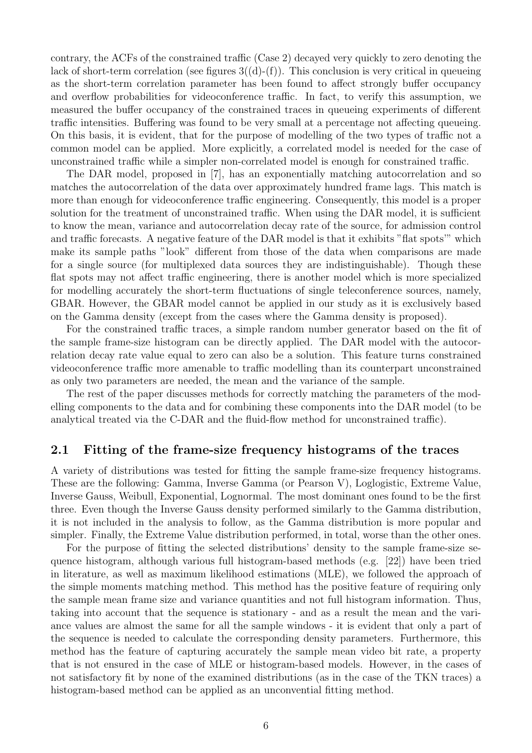contrary, the ACFs of the constrained traffic (Case 2) decayed very quickly to zero denoting the lack of short-term correlation (see figures 3((d)-(f)). This conclusion is very critical in queueing as the short-term correlation parameter has been found to affect strongly buffer occupancy and overflow probabilities for videoconference traffic. In fact, to verify this assumption, we measured the buffer occupancy of the constrained traces in queueing experiments of different traffic intensities. Buffering was found to be very small at a percentage not affecting queueing. On this basis, it is evident, that for the purpose of modelling of the two types of traffic not a common model can be applied. More explicitly, a correlated model is needed for the case of unconstrained traffic while a simpler non-correlated model is enough for constrained traffic.

The DAR model, proposed in [7], has an exponentially matching autocorrelation and so matches the autocorrelation of the data over approximately hundred frame lags. This match is more than enough for videoconference traffic engineering. Consequently, this model is a proper solution for the treatment of unconstrained traffic. When using the DAR model, it is sufficient to know the mean, variance and autocorrelation decay rate of the source, for admission control and traffic forecasts. A negative feature of the DAR model is that it exhibits "flat spots"' which make its sample paths "look" different from those of the data when comparisons are made for a single source (for multiplexed data sources they are indistinguishable). Though these flat spots may not affect traffic engineering, there is another model which is more specialized for modelling accurately the short-term fluctuations of single teleconference sources, namely, GBAR. However, the GBAR model cannot be applied in our study as it is exclusively based on the Gamma density (except from the cases where the Gamma density is proposed).

For the constrained traffic traces, a simple random number generator based on the fit of the sample frame-size histogram can be directly applied. The DAR model with the autocorrelation decay rate value equal to zero can also be a solution. This feature turns constrained videoconference traffic more amenable to traffic modelling than its counterpart unconstrained as only two parameters are needed, the mean and the variance of the sample.

The rest of the paper discusses methods for correctly matching the parameters of the modelling components to the data and for combining these components into the DAR model (to be analytical treated via the C-DAR and the fluid-flow method for unconstrained traffic).

## 2.1 Fitting of the frame-size frequency histograms of the traces

A variety of distributions was tested for fitting the sample frame-size frequency histograms. These are the following: Gamma, Inverse Gamma (or Pearson V), Loglogistic, Extreme Value, Inverse Gauss, Weibull, Exponential, Lognormal. The most dominant ones found to be the first three. Even though the Inverse Gauss density performed similarly to the Gamma distribution, it is not included in the analysis to follow, as the Gamma distribution is more popular and simpler. Finally, the Extreme Value distribution performed, in total, worse than the other ones.

For the purpose of fitting the selected distributions' density to the sample frame-size sequence histogram, although various full histogram-based methods (e.g. [22]) have been tried in literature, as well as maximum likelihood estimations (MLE), we followed the approach of the simple moments matching method. This method has the positive feature of requiring only the sample mean frame size and variance quantities and not full histogram information. Thus, taking into account that the sequence is stationary - and as a result the mean and the variance values are almost the same for all the sample windows - it is evident that only a part of the sequence is needed to calculate the corresponding density parameters. Furthermore, this method has the feature of capturing accurately the sample mean video bit rate, a property that is not ensured in the case of MLE or histogram-based models. However, in the cases of not satisfactory fit by none of the examined distributions (as in the case of the TKN traces) a histogram-based method can be applied as an unconvential fitting method.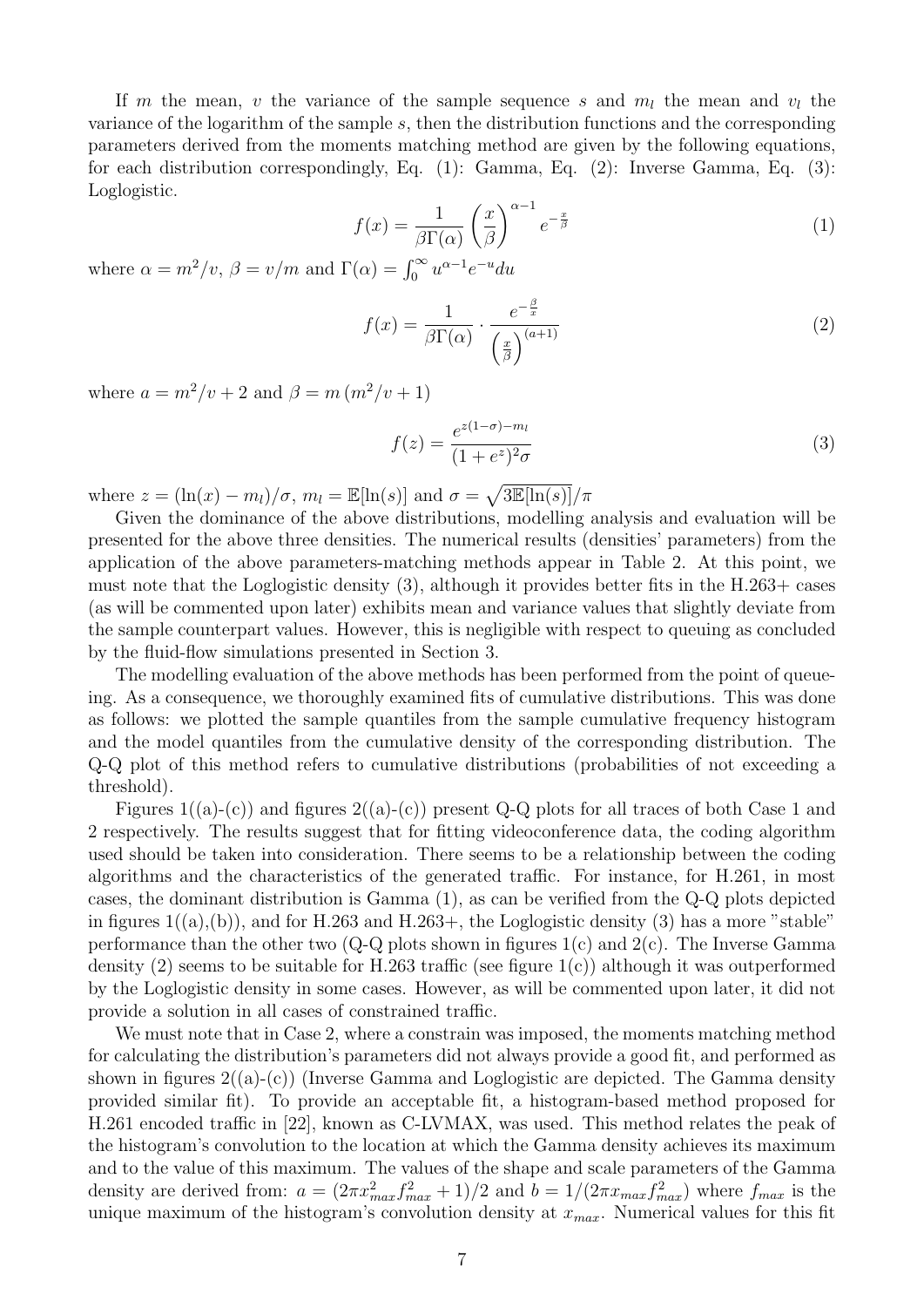If $m$ the mean, $v$ the variance of the sample sequence $s$ and $m_l$ the mean and $v_l$ the variance of the logarithm of the sample $s$, then the distribution functions and the corresponding parameters derived from the moments matching method are given by the following equations, for each distribution correspondingly, Eq. (1): Gamma, Eq. (2): Inverse Gamma, Eq. (3): Loglogistic.

$$f(x) = \frac{1}{\beta\Gamma(\alpha)}\left(\frac{x}{\beta}\right)^{\alpha-1} e^{-\frac{x}{\beta}} \tag{1}$$

where $\alpha = m^2/v$, $\beta = v/m$ and $\Gamma(\alpha) = \int_0^\infty u^{\alpha-1}e^{-u}du$

$$f(x) = \frac{1}{\beta\Gamma(\alpha)} \cdot \frac{e^{-\frac{\beta}{x}}}{\left(\frac{x}{\beta}\right)^{(a+1)}} \tag{2}$$

where $a = m^2/v + 2$ and $\beta = m\left(m^2/v + 1\right)$

$$f(z) = \frac{e^{z(1-\sigma)-m_l}}{(1+e^z)^2\sigma} \tag{3}$$

where $z = (\ln(x) - m_l)/\sigma$, $m_l = \mathbb{E}[\ln(s)]$ and $\sigma = \sqrt{3\mathbb{E}[\ln(s)]}/\pi$

Given the dominance of the above distributions, modelling analysis and evaluation will be presented for the above three densities. The numerical results (densities' parameters) from the application of the above parameters-matching methods appear in Table 2. At this point, we must note that the Loglogistic density (3), although it provides better fits in the H.263+ cases (as will be commented upon later) exhibits mean and variance values that slightly deviate from the sample counterpart values. However, this is negligible with respect to queuing as concluded by the fluid-flow simulations presented in Section 3.

The modelling evaluation of the above methods has been performed from the point of queueing. As a consequence, we thoroughly examined fits of cumulative distributions. This was done as follows: we plotted the sample quantiles from the sample cumulative frequency histogram and the model quantiles from the cumulative density of the corresponding distribution. The Q-Q plot of this method refers to cumulative distributions (probabilities of not exceeding a threshold).

Figures 1((a)-(c)) and figures 2((a)-(c)) present Q-Q plots for all traces of both Case 1 and 2 respectively. The results suggest that for fitting videoconference data, the coding algorithm used should be taken into consideration. There seems to be a relationship between the coding algorithms and the characteristics of the generated traffic. For instance, for H.261, in most cases, the dominant distribution is Gamma (1), as can be verified from the Q-Q plots depicted in figures 1((a),(b)), and for H.263 and H.263+, the Loglogistic density (3) has a more "stable" performance than the other two (Q-Q plots shown in figures 1(c) and 2(c). The Inverse Gamma density (2) seems to be suitable for H.263 traffic (see figure 1(c)) although it was outperformed by the Loglogistic density in some cases. However, as will be commented upon later, it did not provide a solution in all cases of constrained traffic.

We must note that in Case 2, where a constrain was imposed, the moments matching method for calculating the distribution's parameters did not always provide a good fit, and performed as shown in figures 2((a)-(c)) (Inverse Gamma and Loglogistic are depicted. The Gamma density provided similar fit). To provide an acceptable fit, a histogram-based method proposed for H.261 encoded traffic in [22], known as C-LVMAX, was used. This method relates the peak of the histogram's convolution to the location at which the Gamma density achieves its maximum and to the value of this maximum. The values of the shape and scale parameters of the Gamma density are derived from: $a = (2\pi x_{max}^2 f_{max}^2 + 1)/2$ and $b = 1/(2\pi x_{max} f_{max}^2)$ where $f_{max}$ is the unique maximum of the histogram's convolution density at $x_{max}$. Numerical values for this fit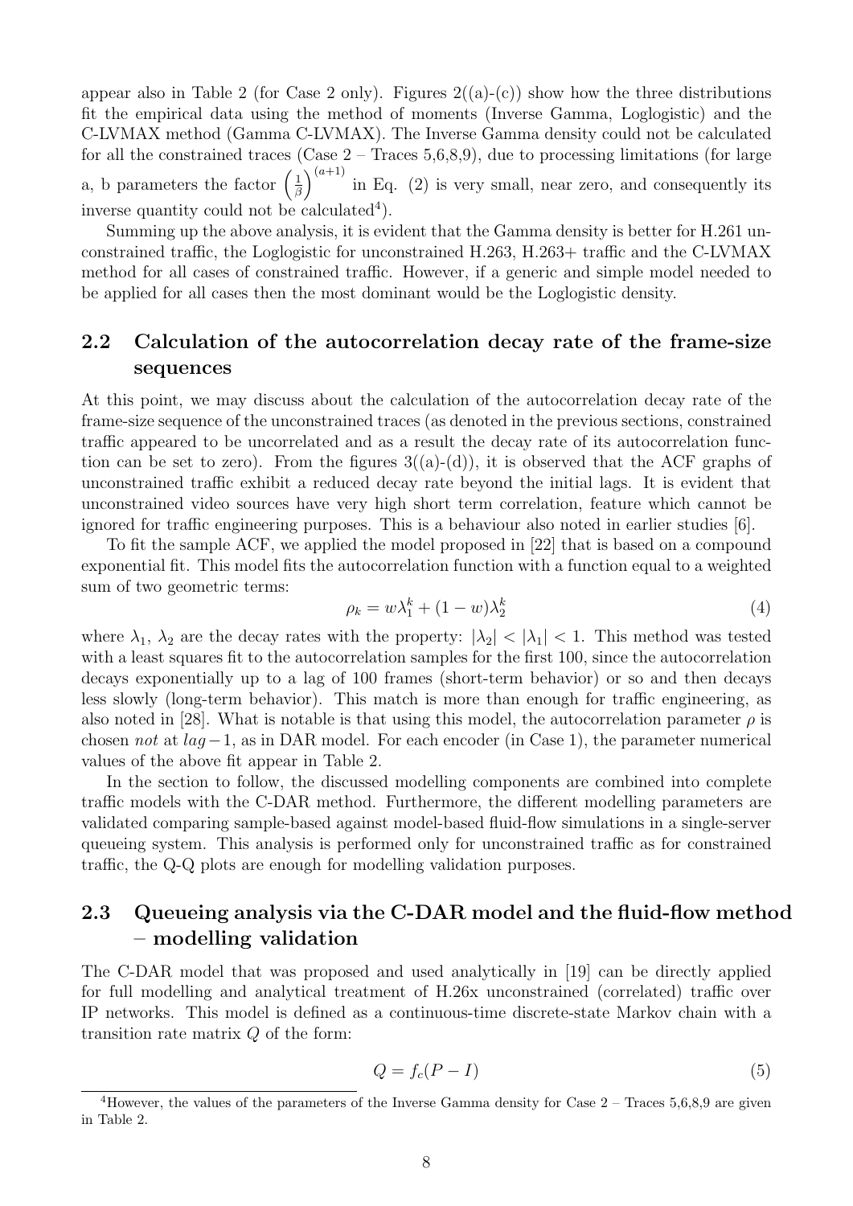appear also in Table 2 (for Case 2 only). Figures 2((a)-(c)) show how the three distributions fit the empirical data using the method of moments (Inverse Gamma, Loglogistic) and the C-LVMAX method (Gamma C-LVMAX). The Inverse Gamma density could not be calculated for all the constrained traces (Case 2 – Traces 5,6,8,9), due to processing limitations (for large a, b parameters the factor $\left(\frac{1}{\beta}\right)^{(a+1)}$ in Eq. (2) is very small, near zero, and consequently its inverse quantity could not be calculated[4]).

Summing up the above analysis, it is evident that the Gamma density is better for H.261 unconstrained traffic, the Loglogistic for unconstrained H.263, H.263+ traffic and the C-LVMAX method for all cases of constrained traffic. However, if a generic and simple model needed to be applied for all cases then the most dominant would be the Loglogistic density.

## 2.2 Calculation of the autocorrelation decay rate of the frame-size sequences

At this point, we may discuss about the calculation of the autocorrelation decay rate of the frame-size sequence of the unconstrained traces (as denoted in the previous sections, constrained traffic appeared to be uncorrelated and as a result the decay rate of its autocorrelation function can be set to zero). From the figures 3((a)-(d)), it is observed that the ACF graphs of unconstrained traffic exhibit a reduced decay rate beyond the initial lags. It is evident that unconstrained video sources have very high short term correlation, feature which cannot be ignored for traffic engineering purposes. This is a behaviour also noted in earlier studies [6].

To fit the sample ACF, we applied the model proposed in [22] that is based on a compound exponential fit. This model fits the autocorrelation function with a function equal to a weighted sum of two geometric terms:

$$\rho_k = w\lambda_1^k + (1-w)\lambda_2^k \tag{4}$$

where $\lambda_1$, $\lambda_2$ are the decay rates with the property: $|\lambda_2| < |\lambda_1| < 1$. This method was tested with a least squares fit to the autocorrelation samples for the first 100, since the autocorrelation decays exponentially up to a lag of 100 frames (short-term behavior) or so and then decays less slowly (long-term behavior). This match is more than enough for traffic engineering, as also noted in [28]. What is notable is that using this model, the autocorrelation parameter $\rho$ is chosen *not* at $lag-1$, as in DAR model. For each encoder (in Case 1), the parameter numerical values of the above fit appear in Table 2.

In the section to follow, the discussed modelling components are combined into complete traffic models with the C-DAR method. Furthermore, the different modelling parameters are validated comparing sample-based against model-based fluid-flow simulations in a single-server queueing system. This analysis is performed only for unconstrained traffic as for constrained traffic, the Q-Q plots are enough for modelling validation purposes.

## 2.3 Queueing analysis via the C-DAR model and the fluid-flow method – modelling validation

The C-DAR model that was proposed and used analytically in [19] can be directly applied for full modelling and analytical treatment of H.26x unconstrained (correlated) traffic over IP networks. This model is defined as a continuous-time discrete-state Markov chain with a transition rate matrix $Q$ of the form:

$$Q = f_c(P - I) \tag{5}$$

[4] However, the values of the parameters of the Inverse Gamma density for Case 2 – Traces 5,6,8,9 are given in Table 2.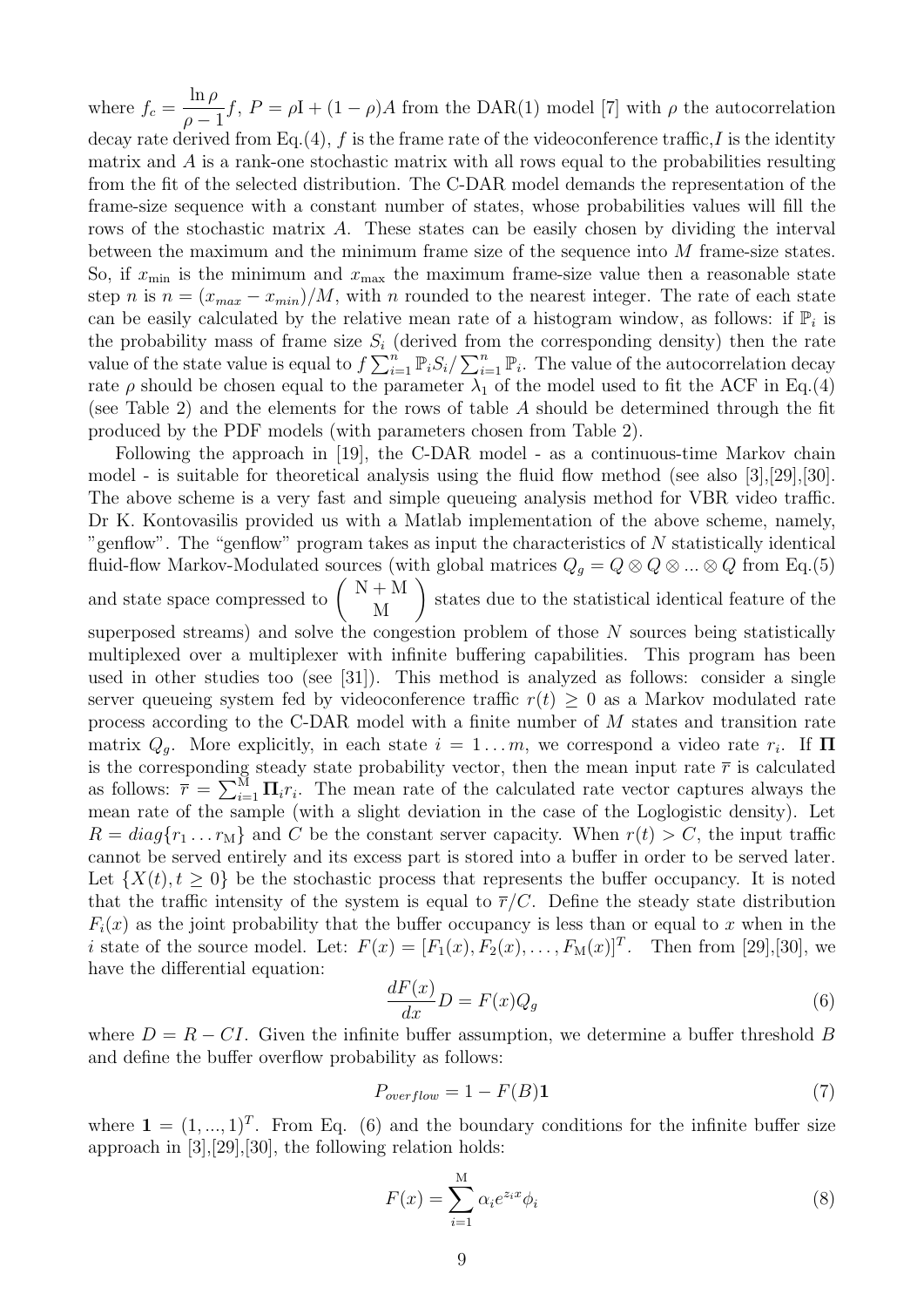where $f_c = \dfrac{\ln \rho}{\rho - 1} f$, $P = \rho \mathrm{I} + (1-\rho)A$ from the DAR(1) model [7] with $\rho$ the autocorrelation decay rate derived from Eq.(4), $f$ is the frame rate of the videoconference traffic, $I$ is the identity matrix and $A$ is a rank-one stochastic matrix with all rows equal to the probabilities resulting from the fit of the selected distribution. The C-DAR model demands the representation of the frame-size sequence with a constant number of states, whose probabilities values will fill the rows of the stochastic matrix $A$. These states can be easily chosen by dividing the interval between the maximum and the minimum frame size of the sequence into $M$ frame-size states. So, if $x_{\min}$ is the minimum and $x_{\max}$ the maximum frame-size value then a reasonable state step $n$ is $n = (x_{max} - x_{min})/M$, with $n$ rounded to the nearest integer. The rate of each state can be easily calculated by the relative mean rate of a histogram window, as follows: if $\mathbb{P}_i$ is the probability mass of frame size $S_i$ (derived from the corresponding density) then the rate value of the state value is equal to $f \sum_{i=1}^{n} \mathbb{P}_i S_i / \sum_{i=1}^{n} \mathbb{P}_i$. The value of the autocorrelation decay rate $\rho$ should be chosen equal to the parameter $\lambda_1$ of the model used to fit the ACF in Eq.(4) (see Table 2) and the elements for the rows of table $A$ should be determined through the fit produced by the PDF models (with parameters chosen from Table 2).

Following the approach in [19], the C-DAR model - as a continuous-time Markov chain model - is suitable for theoretical analysis using the fluid flow method (see also [3],[29],[30]. The above scheme is a very fast and simple queueing analysis method for VBR video traffic. Dr K. Kontovasilis provided us with a Matlab implementation of the above scheme, namely, "genflow". The "genflow" program takes as input the characteristics of $N$ statistically identical fluid-flow Markov-Modulated sources (with global matrices $Q_g = Q \otimes Q \otimes ... \otimes Q$ from Eq.(5) and state space compressed to $\begin{pmatrix} \mathrm{N+M} \\ \mathrm{M} \end{pmatrix}$ states due to the statistical identical feature of the superposed streams) and solve the congestion problem of those $N$ sources being statistically multiplexed over a multiplexer with infinite buffering capabilities. This program has been used in other studies too (see [31]). This method is analyzed as follows: consider a single server queueing system fed by videoconference traffic $r(t) \geq 0$ as a Markov modulated rate process according to the C-DAR model with a finite number of $M$ states and transition rate matrix $Q_g$. More explicitly, in each state $i = 1 \dots m$, we correspond a video rate $r_i$. If $\mathbf{\Pi}$ is the corresponding steady state probability vector, then the mean input rate $\bar{r}$ is calculated as follows: $\bar{r} = \sum_{i=1}^{\mathrm{M}} \mathbf{\Pi}_i r_i$. The mean rate of the calculated rate vector captures always the mean rate of the sample (with a slight deviation in the case of the Loglogistic density). Let $R = diag\{r_1 \dots r_{\mathrm{M}}\}$ and $C$ be the constant server capacity. When $r(t) > C$, the input traffic cannot be served entirely and its excess part is stored into a buffer in order to be served later. Let $\{X(t), t \geq 0\}$ be the stochastic process that represents the buffer occupancy. It is noted that the traffic intensity of the system is equal to $\bar{r}/C$. Define the steady state distribution $F_i(x)$ as the joint probability that the buffer occupancy is less than or equal to $x$ when in the $i$ state of the source model. Let: $F(x) = [F_1(x), F_2(x), \dots, F_{\mathrm{M}}(x)]^T$. Then from [29],[30], we have the differential equation:

$$\frac{dF(x)}{dx} D = F(x) Q_g \tag{6}$$

where $D = R - CI$. Given the infinite buffer assumption, we determine a buffer threshold $B$ and define the buffer overflow probability as follows:

$$P_{overflow} = 1 - F(B)\mathbf{1} \tag{7}$$

where $\mathbf{1} = (1, ..., 1)^T$. From Eq. (6) and the boundary conditions for the infinite buffer size approach in [3],[29],[30], the following relation holds:

$$F(x) = \sum_{i=1}^{\mathrm{M}} \alpha_i e^{z_i x} \phi_i \tag{8}$$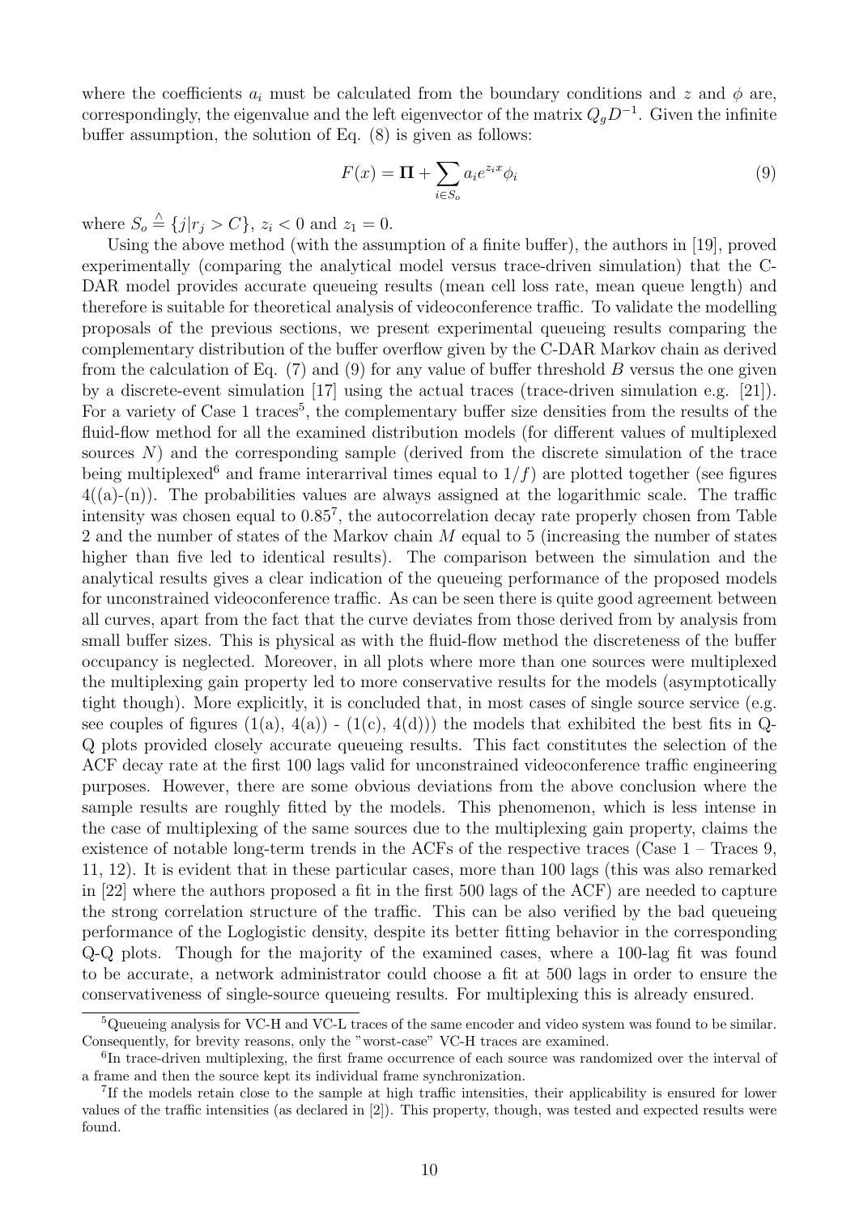where the coefficients $a_i$ must be calculated from the boundary conditions and $z$ and $\phi$ are, correspondingly, the eigenvalue and the left eigenvector of the matrix $Q_g D^{-1}$. Given the infinite buffer assumption, the solution of Eq. (8) is given as follows:

$$F(x) = \mathbf{\Pi} + \sum_{i \in S_o} a_i e^{z_i x} \phi_i \tag{9}$$

where $S_o \stackrel{\triangle}{=} \{j | r_j > C\}$, $z_i < 0$ and $z_1 = 0$.

Using the above method (with the assumption of a finite buffer), the authors in [19], proved experimentally (comparing the analytical model versus trace-driven simulation) that the C-DAR model provides accurate queueing results (mean cell loss rate, mean queue length) and therefore is suitable for theoretical analysis of videoconference traffic. To validate the modelling proposals of the previous sections, we present experimental queueing results comparing the complementary distribution of the buffer overflow given by the C-DAR Markov chain as derived from the calculation of Eq. (7) and (9) for any value of buffer threshold $B$ versus the one given by a discrete-event simulation [17] using the actual traces (trace-driven simulation e.g. [21]). For a variety of Case 1 traces[5], the complementary buffer size densities from the results of the fluid-flow method for all the examined distribution models (for different values of multiplexed sources $N$) and the corresponding sample (derived from the discrete simulation of the trace being multiplexed[6] and frame interarrival times equal to $1/f$) are plotted together (see figures 4((a)-(n)). The probabilities values are always assigned at the logarithmic scale. The traffic intensity was chosen equal to 0.85[7], the autocorrelation decay rate properly chosen from Table 2 and the number of states of the Markov chain $M$ equal to 5 (increasing the number of states higher than five led to identical results). The comparison between the simulation and the analytical results gives a clear indication of the queueing performance of the proposed models for unconstrained videoconference traffic. As can be seen there is quite good agreement between all curves, apart from the fact that the curve deviates from those derived from by analysis from small buffer sizes. This is physical as with the fluid-flow method the discreteness of the buffer occupancy is neglected. Moreover, in all plots where more than one sources were multiplexed the multiplexing gain property led to more conservative results for the models (asymptotically tight though). More explicitly, it is concluded that, in most cases of single source service (e.g. see couples of figures (1(a), 4(a)) - (1(c), 4(d))) the models that exhibited the best fits in Q-Q plots provided closely accurate queueing results. This fact constitutes the selection of the ACF decay rate at the first 100 lags valid for unconstrained videoconference traffic engineering purposes. However, there are some obvious deviations from the above conclusion where the sample results are roughly fitted by the models. This phenomenon, which is less intense in the case of multiplexing of the same sources due to the multiplexing gain property, claims the existence of notable long-term trends in the ACFs of the respective traces (Case 1 – Traces 9, 11, 12). It is evident that in these particular cases, more than 100 lags (this was also remarked in [22] where the authors proposed a fit in the first 500 lags of the ACF) are needed to capture the strong correlation structure of the traffic. This can be also verified by the bad queueing performance of the Loglogistic density, despite its better fitting behavior in the corresponding Q-Q plots. Though for the majority of the examined cases, where a 100-lag fit was found to be accurate, a network administrator could choose a fit at 500 lags in order to ensure the conservativeness of single-source queueing results. For multiplexing this is already ensured.

[5] Queueing analysis for VC-H and VC-L traces of the same encoder and video system was found to be similar. Consequently, for brevity reasons, only the "worst-case" VC-H traces are examined.

[6] In trace-driven multiplexing, the first frame occurrence of each source was randomized over the interval of a frame and then the source kept its individual frame synchronization.

[7] If the models retain close to the sample at high traffic intensities, their applicability is ensured for lower values of the traffic intensities (as declared in [2]). This property, though, was tested and expected results were found.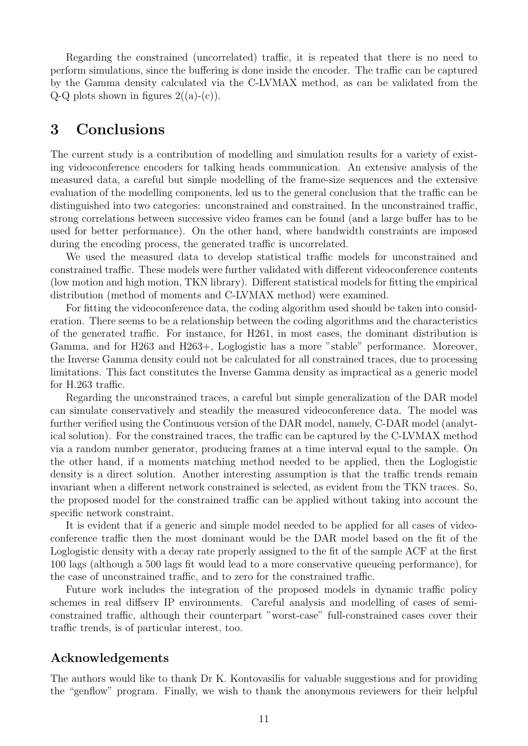Regarding the constrained (uncorrelated) traffic, it is repeated that there is no need to perform simulations, since the buffering is done inside the encoder. The traffic can be captured by the Gamma density calculated via the C-LVMAX method, as can be validated from the Q-Q plots shown in figures 2((a)-(c)).

# 3 Conclusions

The current study is a contribution of modelling and simulation results for a variety of existing videoconference encoders for talking heads communication. An extensive analysis of the measured data, a careful but simple modelling of the frame-size sequences and the extensive evaluation of the modelling components, led us to the general conclusion that the traffic can be distinguished into two categories: unconstrained and constrained. In the unconstrained traffic, strong correlations between successive video frames can be found (and a large buffer has to be used for better performance). On the other hand, where bandwidth constraints are imposed during the encoding process, the generated traffic is uncorrelated.

We used the measured data to develop statistical traffic models for unconstrained and constrained traffic. These models were further validated with different videoconference contents (low motion and high motion, TKN library). Different statistical models for fitting the empirical distribution (method of moments and C-LVMAX method) were examined.

For fitting the videoconference data, the coding algorithm used should be taken into consideration. There seems to be a relationship between the coding algorithms and the characteristics of the generated traffic. For instance, for H261, in most cases, the dominant distribution is Gamma, and for H263 and H263+, Loglogistic has a more "stable" performance. Moreover, the Inverse Gamma density could not be calculated for all constrained traces, due to processing limitations. This fact constitutes the Inverse Gamma density as impractical as a generic model for H.263 traffic.

Regarding the unconstrained traces, a careful but simple generalization of the DAR model can simulate conservatively and steadily the measured videoconference data. The model was further verified using the Continuous version of the DAR model, namely, C-DAR model (analytical solution). For the constrained traces, the traffic can be captured by the C-LVMAX method via a random number generator, producing frames at a time interval equal to the sample. On the other hand, if a moments matching method needed to be applied, then the Loglogistic density is a direct solution. Another interesting assumption is that the traffic trends remain invariant when a different network constrained is selected, as evident from the TKN traces. So, the proposed model for the constrained traffic can be applied without taking into account the specific network constraint.

It is evident that if a generic and simple model needed to be applied for all cases of videoconference traffic then the most dominant would be the DAR model based on the fit of the Loglogistic density with a decay rate properly assigned to the fit of the sample ACF at the first 100 lags (although a 500 lags fit would lead to a more conservative queueing performance), for the case of unconstrained traffic, and to zero for the constrained traffic.

Future work includes the integration of the proposed models in dynamic traffic policy schemes in real diffserv IP environments. Careful analysis and modelling of cases of semi-constrained traffic, although their counterpart "worst-case" full-constrained cases cover their traffic trends, is of particular interest, too.

## Acknowledgements

The authors would like to thank Dr K. Kontovasilis for valuable suggestions and for providing the "genflow" program. Finally, we wish to thank the anonymous reviewers for their helpful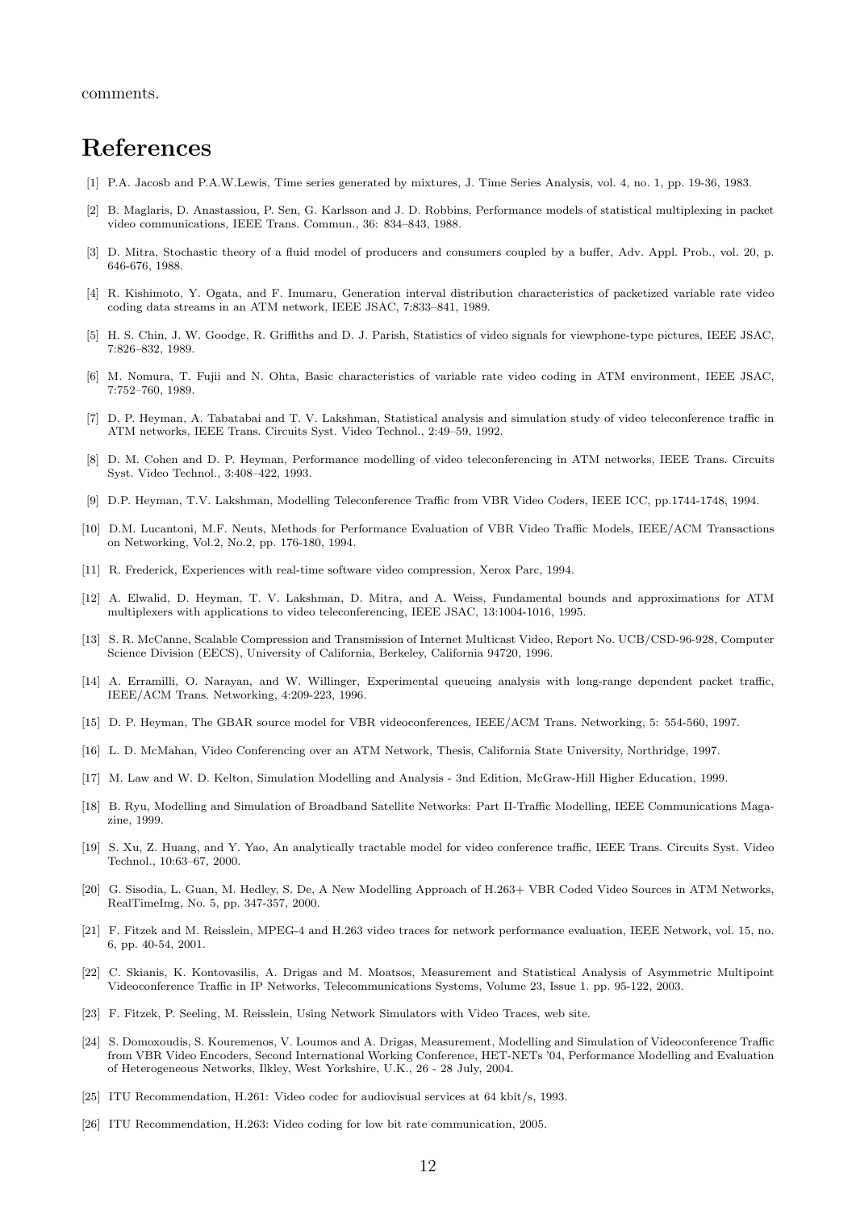comments.

# References

[1] P.A. Jacosb and P.A.W.Lewis, Time series generated by mixtures, J. Time Series Analysis, vol. 4, no. 1, pp. 19-36, 1983.

[2] B. Maglaris, D. Anastassiou, P. Sen, G. Karlsson and J. D. Robbins, Performance models of statistical multiplexing in packet video communications, IEEE Trans. Commun., 36: 834–843, 1988.

[3] D. Mitra, Stochastic theory of a fluid model of producers and consumers coupled by a buffer, Adv. Appl. Prob., vol. 20, p. 646-676, 1988.

[4] R. Kishimoto, Y. Ogata, and F. Inumaru, Generation interval distribution characteristics of packetized variable rate video coding data streams in an ATM network, IEEE JSAC, 7:833–841, 1989.

[5] H. S. Chin, J. W. Goodge, R. Griffiths and D. J. Parish, Statistics of video signals for viewphone-type pictures, IEEE JSAC, 7:826–832, 1989.

[6] M. Nomura, T. Fujii and N. Ohta, Basic characteristics of variable rate video coding in ATM environment, IEEE JSAC, 7:752–760, 1989.

[7] D. P. Heyman, A. Tabatabai and T. V. Lakshman, Statistical analysis and simulation study of video teleconference traffic in ATM networks, IEEE Trans. Circuits Syst. Video Technol., 2:49–59, 1992.

[8] D. M. Cohen and D. P. Heyman, Performance modelling of video teleconferencing in ATM networks, IEEE Trans. Circuits Syst. Video Technol., 3:408–422, 1993.

[9] D.P. Heyman, T.V. Lakshman, Modelling Teleconference Traffic from VBR Video Coders, IEEE ICC, pp.1744-1748, 1994.

[10] D.M. Lucantoni, M.F. Neuts, Methods for Performance Evaluation of VBR Video Traffic Models, IEEE/ACM Transactions on Networking, Vol.2, No.2, pp. 176-180, 1994.

[11] R. Frederick, Experiences with real-time software video compression, Xerox Parc, 1994.

[12] A. Elwalid, D. Heyman, T. V. Lakshman, D. Mitra, and A. Weiss, Fundamental bounds and approximations for ATM multiplexers with applications to video teleconferencing, IEEE JSAC, 13:1004-1016, 1995.

[13] S. R. McCanne, Scalable Compression and Transmission of Internet Multicast Video, Report No. UCB/CSD-96-928, Computer Science Division (EECS), University of California, Berkeley, California 94720, 1996.

[14] A. Erramilli, O. Narayan, and W. Willinger, Experimental queueing analysis with long-range dependent packet traffic, IEEE/ACM Trans. Networking, 4:209-223, 1996.

[15] D. P. Heyman, The GBAR source model for VBR videoconferences, IEEE/ACM Trans. Networking, 5: 554-560, 1997.

[16] L. D. McMahan, Video Conferencing over an ATM Network, Thesis, California State University, Northridge, 1997.

[17] M. Law and W. D. Kelton, Simulation Modelling and Analysis - 3nd Edition, McGraw-Hill Higher Education, 1999.

[18] B. Ryu, Modelling and Simulation of Broadband Satellite Networks: Part II-Traffic Modelling, IEEE Communications Magazine, 1999.

[19] S. Xu, Z. Huang, and Y. Yao, An analytically tractable model for video conference traffic, IEEE Trans. Circuits Syst. Video Technol., 10:63–67, 2000.

[20] G. Sisodia, L. Guan, M. Hedley, S. De, A New Modelling Approach of H.263+ VBR Coded Video Sources in ATM Networks, RealTimeImg, No. 5, pp. 347-357, 2000.

[21] F. Fitzek and M. Reisslein, MPEG-4 and H.263 video traces for network performance evaluation, IEEE Network, vol. 15, no. 6, pp. 40-54, 2001.

[22] C. Skianis, K. Kontovasilis, A. Drigas and M. Moatsos, Measurement and Statistical Analysis of Asymmetric Multipoint Videoconference Traffic in IP Networks, Telecommunications Systems, Volume 23, Issue 1. pp. 95-122, 2003.

[23] F. Fitzek, P. Seeling, M. Reisslein, Using Network Simulators with Video Traces, web site.

[24] S. Domoxoudis, S. Kouremenos, V. Loumos and A. Drigas, Measurement, Modelling and Simulation of Videoconference Traffic from VBR Video Encoders, Second International Working Conference, HET-NETs '04, Performance Modelling and Evaluation of Heterogeneous Networks, Ilkley, West Yorkshire, U.K., 26 - 28 July, 2004.

[25] ITU Recommendation, H.261: Video codec for audiovisual services at 64 kbit/s, 1993.

[26] ITU Recommendation, H.263: Video coding for low bit rate communication, 2005.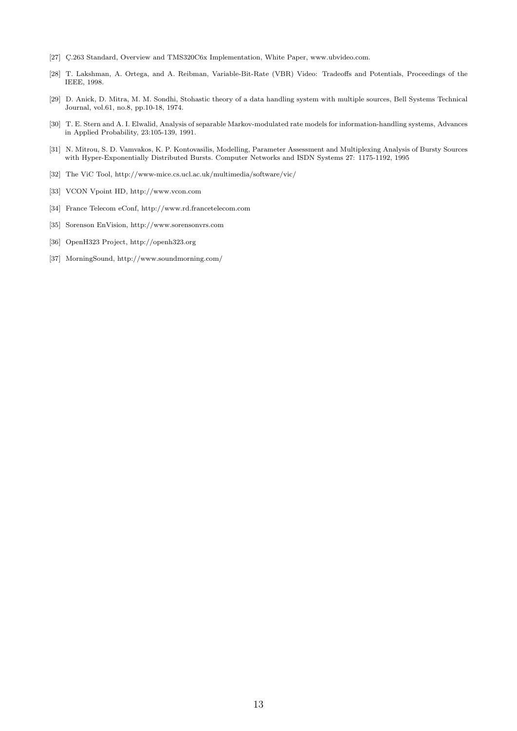[27] Ç.263 Standard, Overview and TMS320C6x Implementation, White Paper, www.ubvideo.com.

[28] T. Lakshman, A. Ortega, and A. Reibman, Variable-Bit-Rate (VBR) Video: Tradeoffs and Potentials, Proceedings of the IEEE, 1998.

[29] D. Anick, D. Mitra, M. M. Sondhi, Stohastic theory of a data handling system with multiple sources, Bell Systems Technical Journal, vol.61, no.8, pp.10-18, 1974.

[30] T. E. Stern and A. I. Elwalid, Analysis of separable Markov-modulated rate models for information-handling systems, Advances in Applied Probability, 23:105-139, 1991.

[31] N. Mitrou, S. D. Vamvakos, K. P. Kontovasilis, Modelling, Parameter Assessment and Multiplexing Analysis of Bursty Sources with Hyper-Exponentially Distributed Bursts. Computer Networks and ISDN Systems 27: 1175-1192, 1995

[32] The ViC Tool, http://www-mice.cs.ucl.ac.uk/multimedia/software/vic/

[33] VCON Vpoint HD, http://www.vcon.com

[34] France Telecom eConf, http://www.rd.francetelecom.com

[35] Sorenson EnVision, http://www.sorensonvrs.com

[36] OpenH323 Project, http://openh323.org

[37] MorningSound, http://www.soundmorning.com/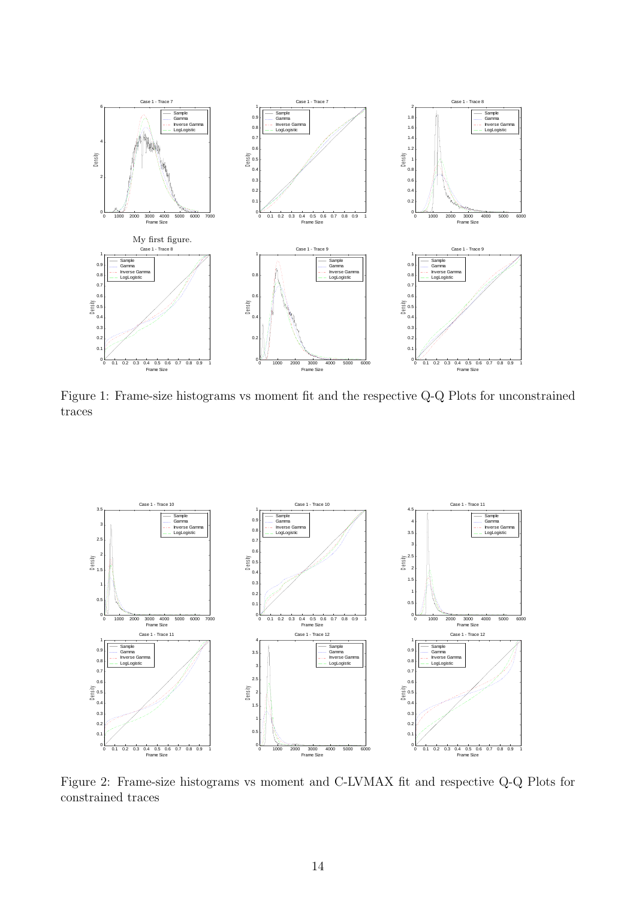My first figure.

Figure 1: Frame-size histograms vs moment fit and the respective Q-Q Plots for unconstrained traces

Figure 2: Frame-size histograms vs moment and C-LVMAX fit and respective Q-Q Plots for constrained traces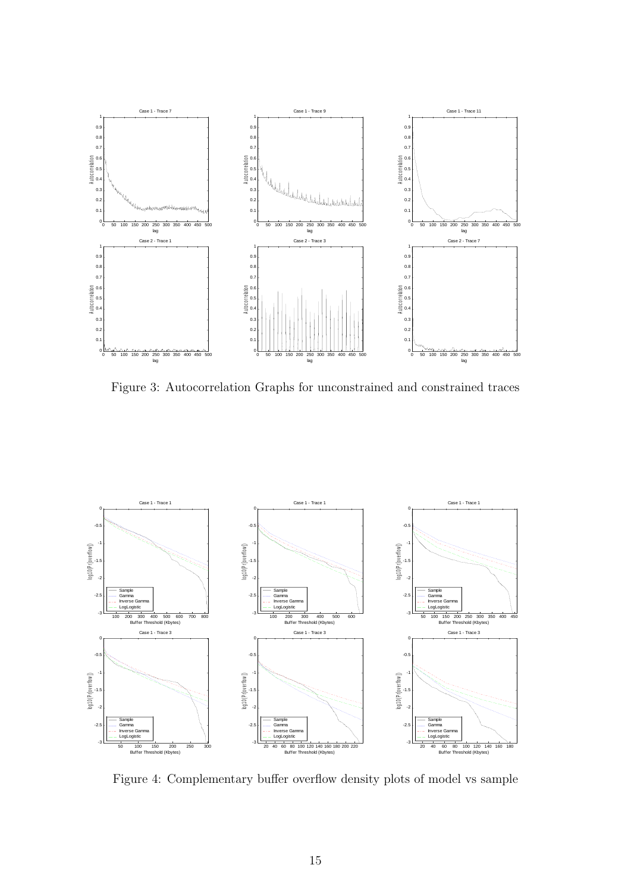Figure 3: Autocorrelation Graphs for unconstrained and constrained traces

Figure 4: Complementary buffer overflow density plots of model vs sample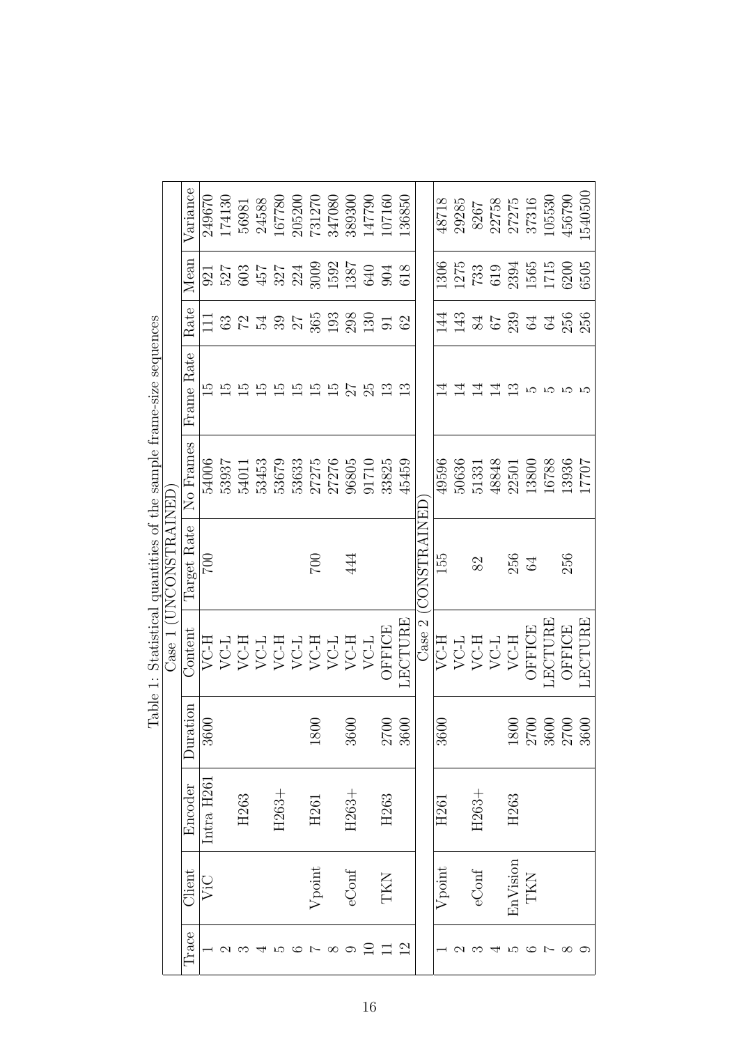Table 1: Statistical quantities of the sample frame-size sequences

| Trace | Client | Encoder | Duration | Content | Target Rate | No Frames | Frame Rate | Rate | Mean | Variance |
|---|---|---|---|---|---|---|---|---|---|---|
| Case 1 (UNCONSTRAINED) | | | | | | | | | | |
| 1 | ViC | Intra H261 | 3600 | VC-H | 700 | 54006 | 15 | 111 | 921 | 249670 |
| 2 | | | | VC-L | | 53937 | 15 | 63 | 527 | 174130 |
| 3 | | H263 | | VC-H | | 54011 | 15 | 72 | 603 | 56981 |
| 4 | | | | VC-L | | 53453 | 15 | 54 | 457 | 24588 |
| 5 | | H263+ | | VC-H | | 53679 | 15 | 39 | 327 | 167780 |
| 6 | | | | VC-L | | 53633 | 15 | 27 | 224 | 205200 |
| 7 | Vpoint | H261 | 1800 | VC-H | 700 | 27275 | 15 | 365 | 3009 | 731270 |
| 8 | | | | VC-L | | 27276 | 15 | 193 | 1592 | 347080 |
| 9 | eConf | H263+ | 3600 | VC-H | 444 | 96805 | 27 | 298 | 1387 | 389300 |
| 10 | | | | VC-L | | 91710 | 25 | 130 | 640 | 147790 |
| 11 | TKN | H263 | 2700 | OFFICE | | 33825 | 13 | 91 | 904 | 107160 |
| 12 | | | 3600 | LECTURE | | 45459 | 13 | 62 | 618 | 136850 |
| Case 2 (CONSTRAINED) | | | | | | | | | | |
| 1 | Vpoint | H261 | 3600 | VC-H | 155 | 49596 | 14 | 144 | 1306 | 48718 |
| 2 | | | | VC-L | | 50636 | 14 | 143 | 1275 | 29285 |
| 3 | eConf | H263+ | | VC-H | 82 | 51331 | 14 | 84 | 733 | 8267 |
| 4 | | | | VC-L | | 48848 | 14 | 67 | 619 | 22758 |
| 5 | EnVision | H263 | 1800 | VC-H | 256 | 22501 | 13 | 239 | 2394 | 27275 |
| 6 | TKN | | 2700 | OFFICE | 64 | 13800 | 5 | 64 | 1565 | 37316 |
| 7 | | | 3600 | LECTURE | | 16788 | 5 | 64 | 1715 | 105530 |
| 8 | | | 2700 | OFFICE | 256 | 13936 | 5 | 256 | 6200 | 456790 |
| 9 | | | 3600 | LECTURE | | 17707 | 5 | 256 | 6505 | 1540500 |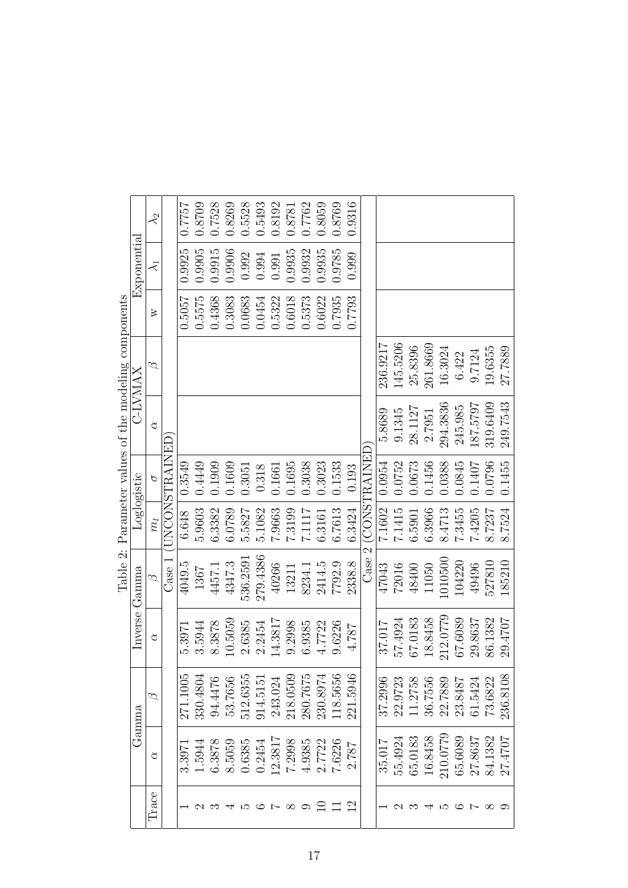Table 2: Parameter values of the modeling components

| Trace | Gamma | | Inverse Gamma | | Loglogistic | | C-LVMAX | | Exponential | | |
|---|---|---|---|---|---|---|---|---|---|---|---|
| | $\alpha$ | $\beta$ | $\alpha$ | $\beta$ | $m_l$ | $\sigma$ | $\alpha$ | $\beta$ | w | $\lambda_1$ | $\lambda_2$ |
| | | | | Case 1 (UNCONSTRAINED) | | | | | | | |
| 1 | 3.3971 | 271.1005 | 5.3971 | 4049.5 | 6.648 | 0.3549 | | | 0.5057 | 0.9925 | 0.7757 |
| 2 | 1.5944 | 330.4804 | 3.5944 | 1367 | 5.9603 | 0.4449 | | | 0.5575 | 0.9905 | 0.8709 |
| 3 | 6.3878 | 94.4476 | 8.3878 | 4457.1 | 6.3382 | 0.1909 | | | 0.4368 | 0.9915 | 0.7528 |
| 4 | 8.5059 | 53.7656 | 10.5059 | 4347.3 | 6.0789 | 0.1609 | | | 0.3083 | 0.9906 | 0.8269 |
| 5 | 0.6385 | 512.6355 | 2.6385 | 536.2591 | 5.5827 | 0.3051 | | | 0.0683 | 0.992 | 0.5528 |
| 6 | 0.2454 | 914.5151 | 2.2454 | 279.4386 | 5.1082 | 0.318 | | | 0.0454 | 0.994 | 0.5493 |
| 7 | 12.3817 | 243.024 | 14.3817 | 40266 | 7.9663 | 0.1661 | | | 0.5322 | 0.991 | 0.8192 |
| 8 | 7.2998 | 218.0509 | 9.2998 | 13211 | 7.3199 | 0.1695 | | | 0.6018 | 0.9935 | 0.8781 |
| 9 | 4.9385 | 280.7675 | 6.9385 | 8234.1 | 7.1117 | 0.3038 | | | 0.5373 | 0.9932 | 0.7762 |
| 10 | 2.7722 | 230.8974 | 4.7722 | 2414.5 | 6.3161 | 0.3023 | | | 0.6022 | 0.9935 | 0.8059 |
| 11 | 7.6226 | 118.5656 | 9.6226 | 7792.9 | 6.7613 | 0.1533 | | | 0.7935 | 0.9785 | 0.8769 |
| 12 | 2.787 | 221.5946 | 4.787 | 2338.8 | 6.3424 | 0.193 | | | 0.7793 | 0.999 | 0.9316 |
| | | | | Case 2 (CONSTRAINED) | | | | | | | |
| 1 | 35.017 | 37.2996 | 37.017 | 47043 | 7.1602 | 0.0954 | 5.8689 | 236.9217 | | | |
| 2 | 55.4924 | 22.9723 | 57.4924 | 72016 | 7.1415 | 0.0752 | 9.1345 | 145.5206 | | | |
| 3 | 65.0183 | 11.2758 | 67.0183 | 48400 | 6.5901 | 0.0673 | 28.1127 | 25.8396 | | | |
| 4 | 16.8458 | 36.7556 | 18.8458 | 11050 | 6.3966 | 0.1456 | 2.7951 | 261.8669 | | | |
| 5 | 210.0779 | 22.7889 | 212.0779 | 1010500 | 8.4713 | 0.0388 | 294.3836 | 16.3024 | | | |
| 6 | 65.6089 | 23.8487 | 67.6089 | 104220 | 7.3455 | 0.0845 | 245.985 | 6.422 | | | |
| 7 | 27.8637 | 61.5424 | 29.8637 | 49496 | 7.4205 | 0.1407 | 187.5797 | 9.7124 | | | |
| 8 | 84.1382 | 73.6822 | 86.1382 | 527810 | 8.7237 | 0.0796 | 319.6409 | 19.6355 | | | |
| 9 | 27.4707 | 236.8108 | 29.4707 | 185210 | 8.7524 | 0.1455 | 249.7543 | 27.7889 | | | |